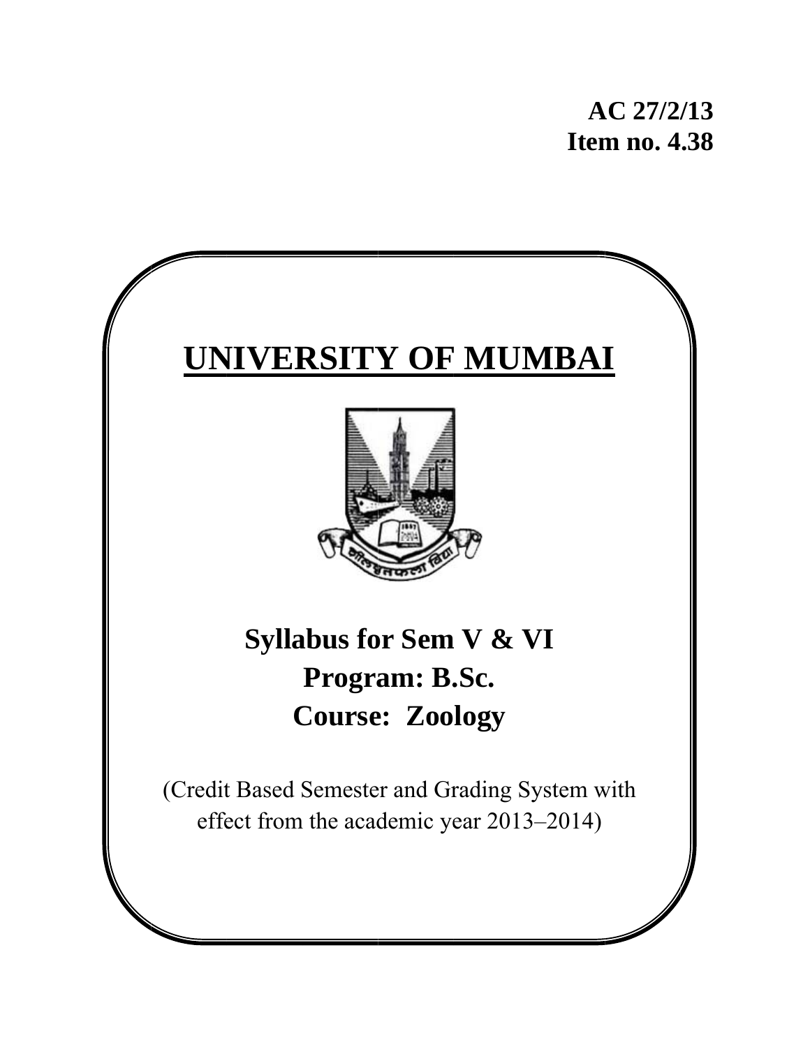**AC 27/2/13**
**Item no. 4.38**

# UNIVERSITY OF MUMBAI

## Syllabus for Sem V & VI
## Program: B.Sc.
## Course: Zoology

(Credit Based Semester and Grading System with effect from the academic year 2013–2014)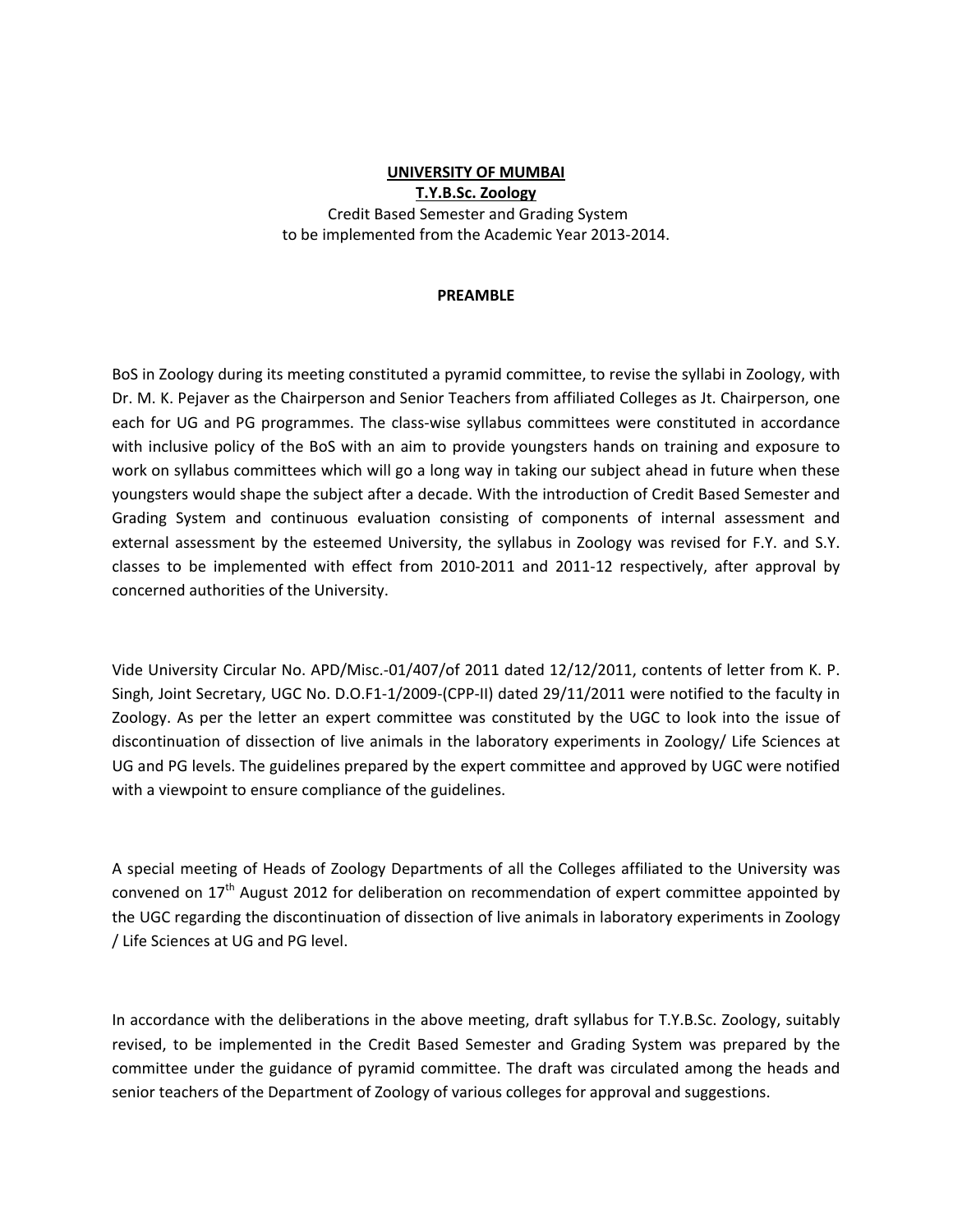**UNIVERSITY OF MUMBAI**

**T.Y.B.Sc. Zoology**

Credit Based Semester and Grading System
to be implemented from the Academic Year 2013-2014.

**PREAMBLE**

BoS in Zoology during its meeting constituted a pyramid committee, to revise the syllabi in Zoology, with Dr. M. K. Pejaver as the Chairperson and Senior Teachers from affiliated Colleges as Jt. Chairperson, one each for UG and PG programmes. The class-wise syllabus committees were constituted in accordance with inclusive policy of the BoS with an aim to provide youngsters hands on training and exposure to work on syllabus committees which will go a long way in taking our subject ahead in future when these youngsters would shape the subject after a decade. With the introduction of Credit Based Semester and Grading System and continuous evaluation consisting of components of internal assessment and external assessment by the esteemed University, the syllabus in Zoology was revised for F.Y. and S.Y. classes to be implemented with effect from 2010-2011 and 2011-12 respectively, after approval by concerned authorities of the University.

Vide University Circular No. APD/Misc.-01/407/of 2011 dated 12/12/2011, contents of letter from K. P. Singh, Joint Secretary, UGC No. D.O.F1-1/2009-(CPP-II) dated 29/11/2011 were notified to the faculty in Zoology. As per the letter an expert committee was constituted by the UGC to look into the issue of discontinuation of dissection of live animals in the laboratory experiments in Zoology/ Life Sciences at UG and PG levels. The guidelines prepared by the expert committee and approved by UGC were notified with a viewpoint to ensure compliance of the guidelines.

A special meeting of Heads of Zoology Departments of all the Colleges affiliated to the University was convened on 17th August 2012 for deliberation on recommendation of expert committee appointed by the UGC regarding the discontinuation of dissection of live animals in laboratory experiments in Zoology / Life Sciences at UG and PG level.

In accordance with the deliberations in the above meeting, draft syllabus for T.Y.B.Sc. Zoology, suitably revised, to be implemented in the Credit Based Semester and Grading System was prepared by the committee under the guidance of pyramid committee. The draft was circulated among the heads and senior teachers of the Department of Zoology of various colleges for approval and suggestions.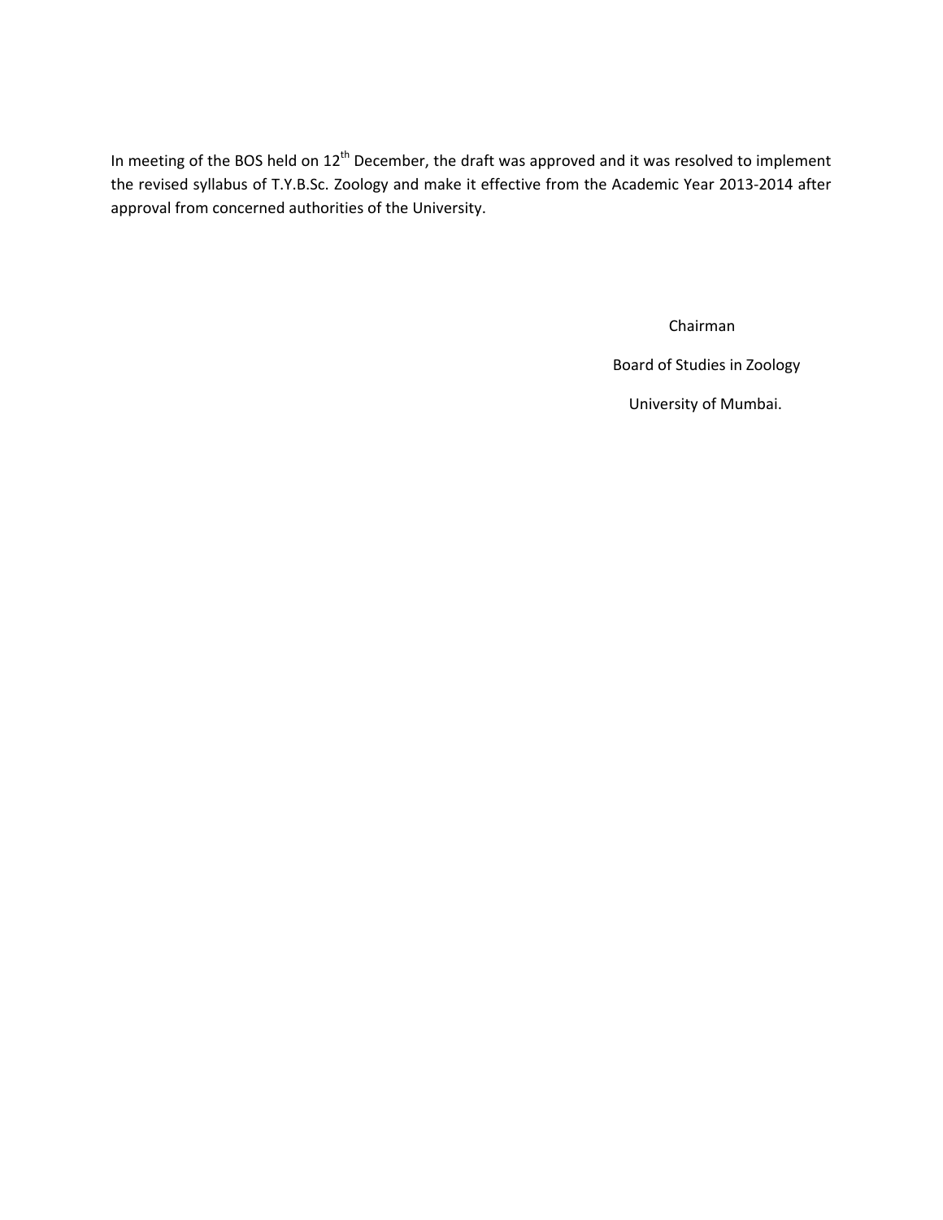In meeting of the BOS held on 12th December, the draft was approved and it was resolved to implement the revised syllabus of T.Y.B.Sc. Zoology and make it effective from the Academic Year 2013-2014 after approval from concerned authorities of the University.

Chairman

Board of Studies in Zoology

University of Mumbai.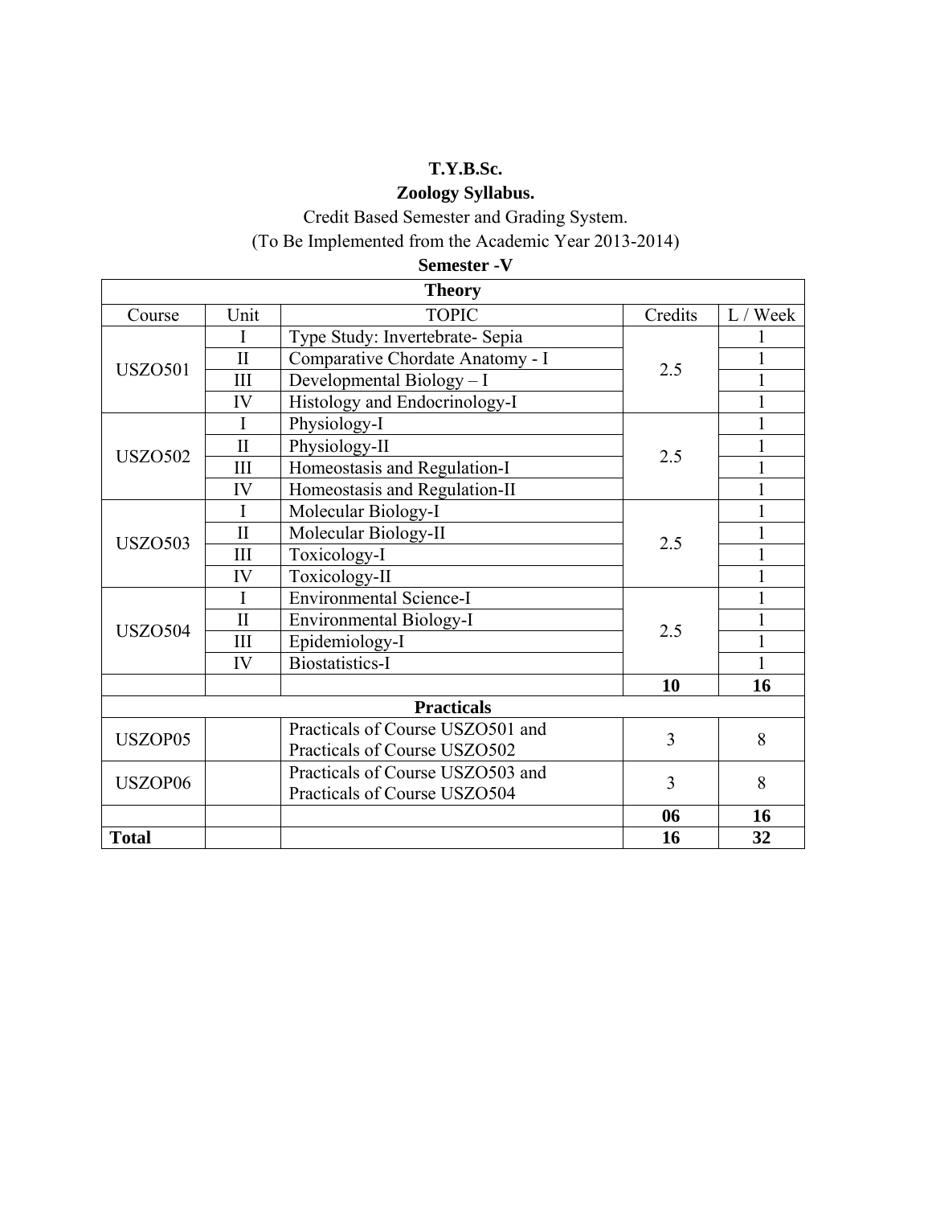**T.Y.B.Sc.**

**Zoology Syllabus.**

Credit Based Semester and Grading System.

(To Be Implemented from the Academic Year 2013-2014)

**Semester -V**

| **Theory** | | | | |
|---|---|---|---|---|
| Course | Unit | TOPIC | Credits | L / Week |
| USZO501 | I | Type Study: Invertebrate- Sepia | 2.5 | 1 |
| | II | Comparative Chordate Anatomy - I | | 1 |
| | III | Developmental Biology – I | | 1 |
| | IV | Histology and Endocrinology-I | | 1 |
| USZO502 | I | Physiology-I | 2.5 | 1 |
| | II | Physiology-II | | 1 |
| | III | Homeostasis and Regulation-I | | 1 |
| | IV | Homeostasis and Regulation-II | | 1 |
| USZO503 | I | Molecular Biology-I | 2.5 | 1 |
| | II | Molecular Biology-II | | 1 |
| | III | Toxicology-I | | 1 |
| | IV | Toxicology-II | | 1 |
| USZO504 | I | Environmental Science-I | 2.5 | 1 |
| | II | Environmental Biology-I | | 1 |
| | III | Epidemiology-I | | 1 |
| | IV | Biostatistics-I | | 1 |
| | | | **10** | **16** |
| **Practicals** | | | | |
| USZOP05 | | Practicals of Course USZO501 and Practicals of Course USZO502 | 3 | 8 |
| USZOP06 | | Practicals of Course USZO503 and Practicals of Course USZO504 | 3 | 8 |
| | | | **06** | **16** |
| **Total** | | | **16** | **32** |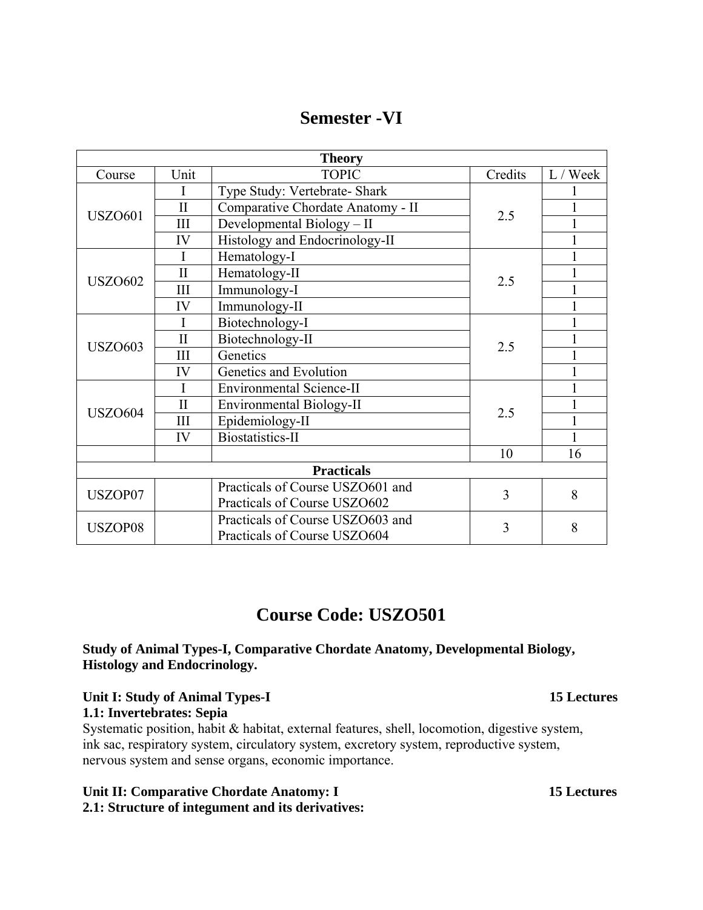# Semester -VI

| Theory | | | | |
|---|---|---|---|---|
| Course | Unit | TOPIC | Credits | L / Week |
| USZO601 | I | Type Study: Vertebrate- Shark | 2.5 | 1 |
| | II | Comparative Chordate Anatomy - II | | 1 |
| | III | Developmental Biology – II | | 1 |
| | IV | Histology and Endocrinology-II | | 1 |
| USZO602 | I | Hematology-I | 2.5 | 1 |
| | II | Hematology-II | | 1 |
| | III | Immunology-I | | 1 |
| | IV | Immunology-II | | 1 |
| USZO603 | I | Biotechnology-I | 2.5 | 1 |
| | II | Biotechnology-II | | 1 |
| | III | Genetics | | 1 |
| | IV | Genetics and Evolution | | 1 |
| USZO604 | I | Environmental Science-II | 2.5 | 1 |
| | II | Environmental Biology-II | | 1 |
| | III | Epidemiology-II | | 1 |
| | IV | Biostatistics-II | | 1 |
| | | | 10 | 16 |
| **Practicals** | | | | |
| USZOP07 | | Practicals of Course USZO601 and Practicals of Course USZO602 | 3 | 8 |
| USZOP08 | | Practicals of Course USZO603 and Practicals of Course USZO604 | 3 | 8 |

# Course Code: USZO501

**Study of Animal Types-I, Comparative Chordate Anatomy, Developmental Biology, Histology and Endocrinology.**

**Unit I: Study of Animal Types-I** **15 Lectures**

**1.1: Invertebrates: Sepia**

Systematic position, habit & habitat, external features, shell, locomotion, digestive system, ink sac, respiratory system, circulatory system, excretory system, reproductive system, nervous system and sense organs, economic importance.

**Unit II: Comparative Chordate Anatomy: I** **15 Lectures**

**2.1: Structure of integument and its derivatives:**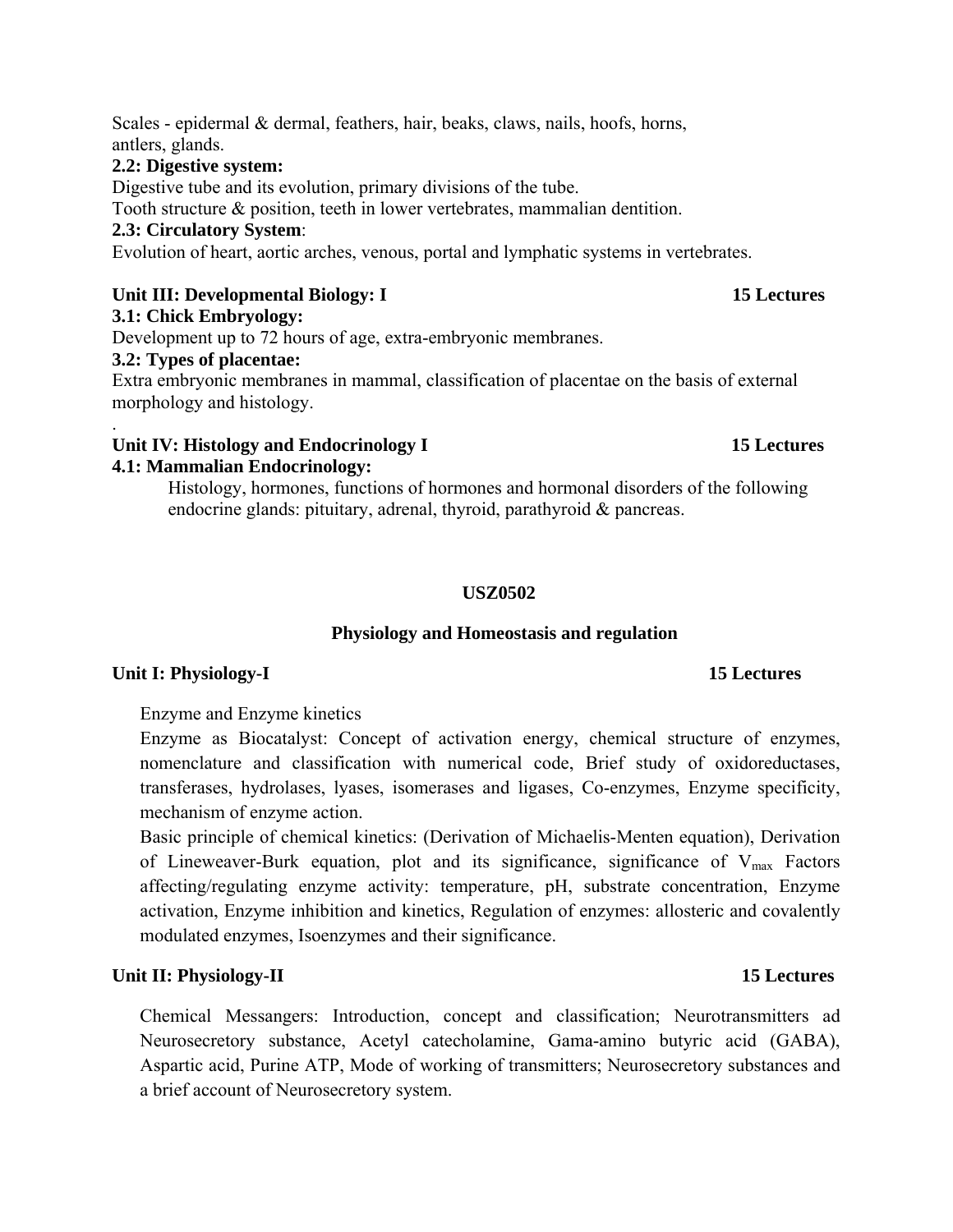Scales - epidermal & dermal, feathers, hair, beaks, claws, nails, hoofs, horns, antlers, glands.

**2.2: Digestive system:**

Digestive tube and its evolution, primary divisions of the tube.

Tooth structure & position, teeth in lower vertebrates, mammalian dentition.

**2.3: Circulatory System**:

Evolution of heart, aortic arches, venous, portal and lymphatic systems in vertebrates.

**Unit III: Developmental Biology: I** **15 Lectures**

**3.1: Chick Embryology:**

Development up to 72 hours of age, extra-embryonic membranes.

**3.2: Types of placentae:**

Extra embryonic membranes in mammal, classification of placentae on the basis of external morphology and histology.

.

**Unit IV: Histology and Endocrinology I** **15 Lectures**

**4.1: Mammalian Endocrinology:**

Histology, hormones, functions of hormones and hormonal disorders of the following endocrine glands: pituitary, adrenal, thyroid, parathyroid & pancreas.

**USZ0502**

**Physiology and Homeostasis and regulation**

**Unit I: Physiology-I** **15 Lectures**

Enzyme and Enzyme kinetics

Enzyme as Biocatalyst: Concept of activation energy, chemical structure of enzymes, nomenclature and classification with numerical code, Brief study of oxidoreductases, transferases, hydrolases, lyases, isomerases and ligases, Co-enzymes, Enzyme specificity, mechanism of enzyme action.

Basic principle of chemical kinetics: (Derivation of Michaelis-Menten equation), Derivation of Lineweaver-Burk equation, plot and its significance, significance of $V_{max}$ Factors affecting/regulating enzyme activity: temperature, pH, substrate concentration, Enzyme activation, Enzyme inhibition and kinetics, Regulation of enzymes: allosteric and covalently modulated enzymes, Isoenzymes and their significance.

**Unit II: Physiology-II** **15 Lectures**

Chemical Messangers: Introduction, concept and classification; Neurotransmitters ad Neurosecretory substance, Acetyl catecholamine, Gama-amino butyric acid (GABA), Aspartic acid, Purine ATP, Mode of working of transmitters; Neurosecretory substances and a brief account of Neurosecretory system.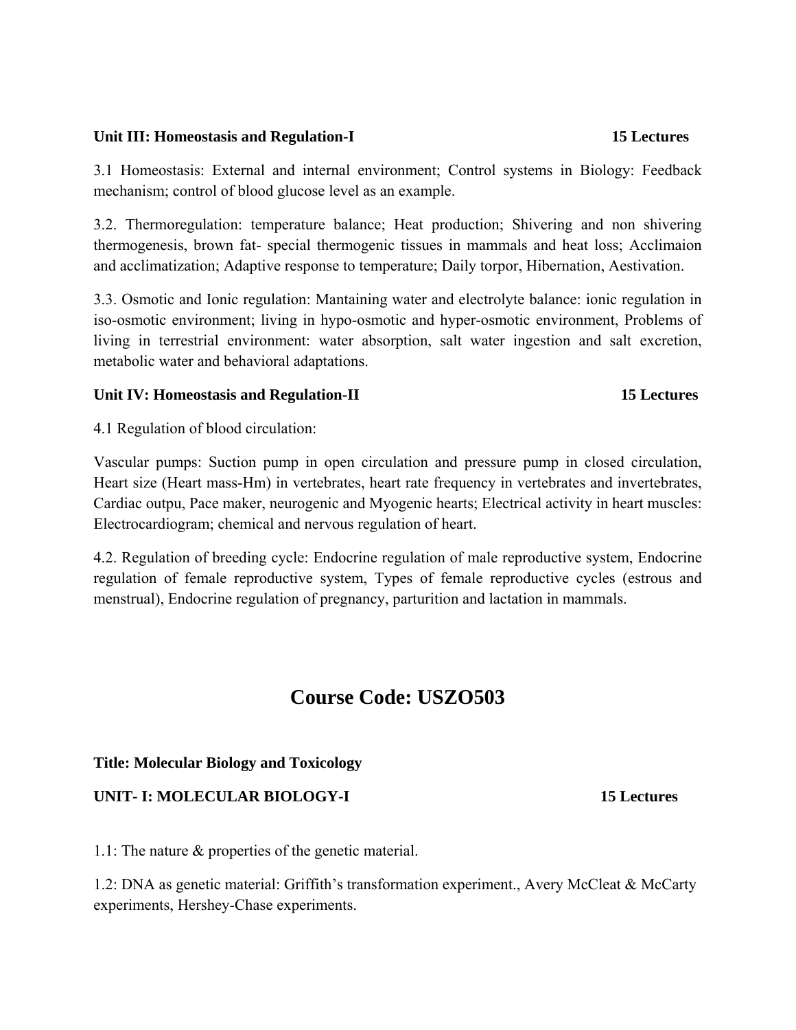**Unit III: Homeostasis and Regulation-I** **15 Lectures**

3.1 Homeostasis: External and internal environment; Control systems in Biology: Feedback mechanism; control of blood glucose level as an example.

3.2. Thermoregulation: temperature balance; Heat production; Shivering and non shivering thermogenesis, brown fat- special thermogenic tissues in mammals and heat loss; Acclimaion and acclimatization; Adaptive response to temperature; Daily torpor, Hibernation, Aestivation.

3.3. Osmotic and Ionic regulation: Mantaining water and electrolyte balance: ionic regulation in iso-osmotic environment; living in hypo-osmotic and hyper-osmotic environment, Problems of living in terrestrial environment: water absorption, salt water ingestion and salt excretion, metabolic water and behavioral adaptations.

**Unit IV: Homeostasis and Regulation-II** **15 Lectures**

4.1 Regulation of blood circulation:

Vascular pumps: Suction pump in open circulation and pressure pump in closed circulation, Heart size (Heart mass-Hm) in vertebrates, heart rate frequency in vertebrates and invertebrates, Cardiac outpu, Pace maker, neurogenic and Myogenic hearts; Electrical activity in heart muscles: Electrocardiogram; chemical and nervous regulation of heart.

4.2. Regulation of breeding cycle: Endocrine regulation of male reproductive system, Endocrine regulation of female reproductive system, Types of female reproductive cycles (estrous and menstrual), Endocrine regulation of pregnancy, parturition and lactation in mammals.

# Course Code: USZO503

**Title: Molecular Biology and Toxicology**

**UNIT- I: MOLECULAR BIOLOGY-I** **15 Lectures**

1.1: The nature & properties of the genetic material.

1.2: DNA as genetic material: Griffith's transformation experiment., Avery McCleat & McCarty experiments, Hershey-Chase experiments.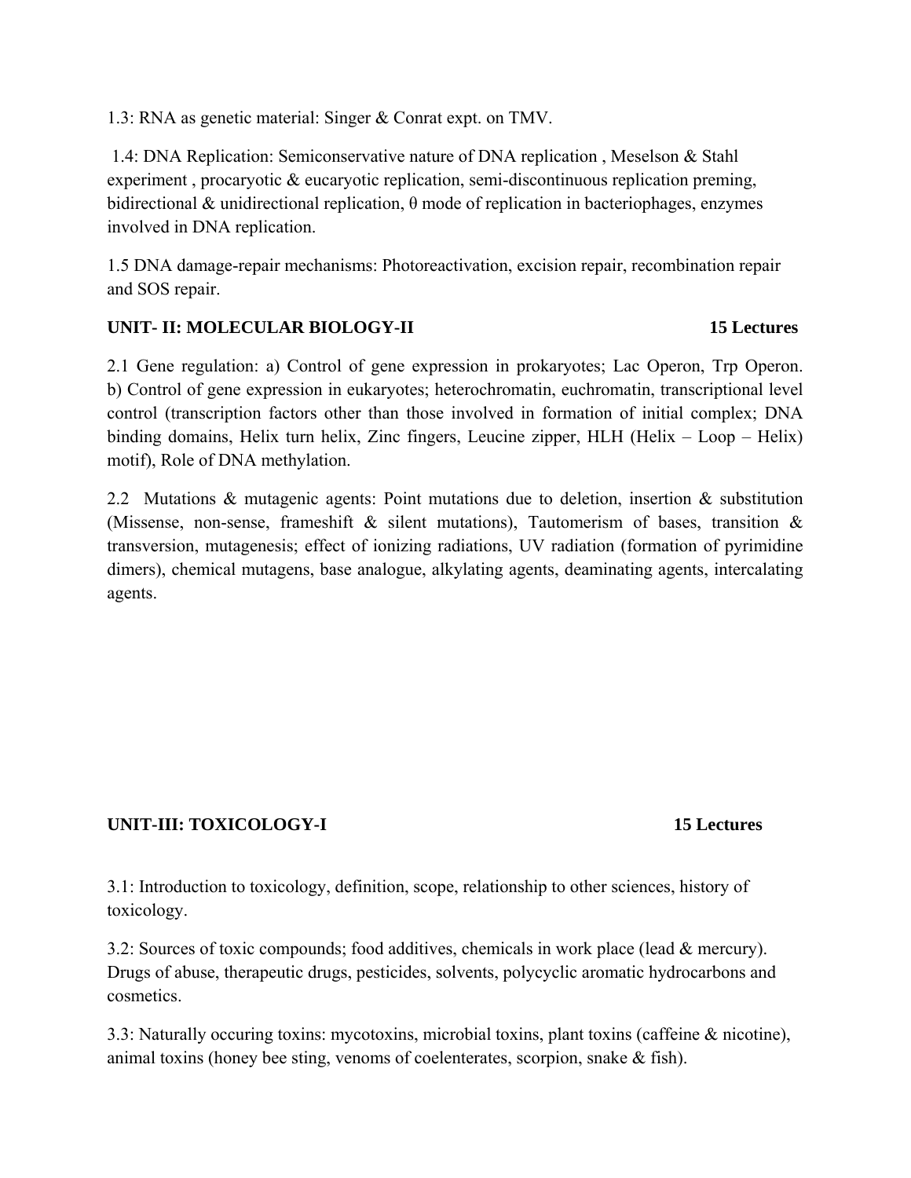1.3: RNA as genetic material: Singer & Conrat expt. on TMV.

1.4: DNA Replication: Semiconservative nature of DNA replication , Meselson & Stahl experiment , procaryotic & eucaryotic replication, semi-discontinuous replication preming, bidirectional & unidirectional replication, θ mode of replication in bacteriophages, enzymes involved in DNA replication.

1.5 DNA damage-repair mechanisms: Photoreactivation, excision repair, recombination repair and SOS repair.

## UNIT- II: MOLECULAR BIOLOGY-II 15 Lectures

2.1 Gene regulation: a) Control of gene expression in prokaryotes; Lac Operon, Trp Operon. b) Control of gene expression in eukaryotes; heterochromatin, euchromatin, transcriptional level control (transcription factors other than those involved in formation of initial complex; DNA binding domains, Helix turn helix, Zinc fingers, Leucine zipper, HLH (Helix – Loop – Helix) motif), Role of DNA methylation.

2.2 Mutations & mutagenic agents: Point mutations due to deletion, insertion & substitution (Missense, non-sense, frameshift & silent mutations), Tautomerism of bases, transition & transversion, mutagenesis; effect of ionizing radiations, UV radiation (formation of pyrimidine dimers), chemical mutagens, base analogue, alkylating agents, deaminating agents, intercalating agents.

## UNIT-III: TOXICOLOGY-I 15 Lectures

3.1: Introduction to toxicology, definition, scope, relationship to other sciences, history of toxicology.

3.2: Sources of toxic compounds; food additives, chemicals in work place (lead & mercury). Drugs of abuse, therapeutic drugs, pesticides, solvents, polycyclic aromatic hydrocarbons and cosmetics.

3.3: Naturally occuring toxins: mycotoxins, microbial toxins, plant toxins (caffeine & nicotine), animal toxins (honey bee sting, venoms of coelenterates, scorpion, snake & fish).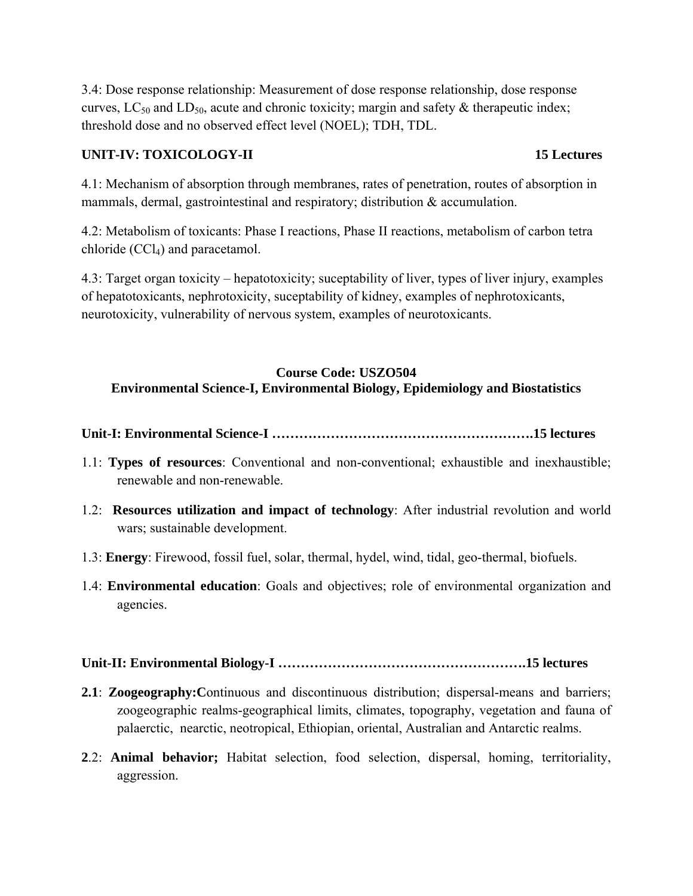3.4: Dose response relationship: Measurement of dose response relationship, dose response curves, $LC_{50}$ and $LD_{50}$, acute and chronic toxicity; margin and safety & therapeutic index; threshold dose and no observed effect level (NOEL); TDH, TDL.

**UNIT-IV: TOXICOLOGY-II** **15 Lectures**

4.1: Mechanism of absorption through membranes, rates of penetration, routes of absorption in mammals, dermal, gastrointestinal and respiratory; distribution & accumulation.

4.2: Metabolism of toxicants: Phase I reactions, Phase II reactions, metabolism of carbon tetra chloride ($CCl_4$) and paracetamol.

4.3: Target organ toxicity – hepatotoxicity; suceptability of liver, types of liver injury, examples of hepatotoxicants, nephrotoxicity, suceptability of kidney, examples of nephrotoxicants, neurotoxicity, vulnerability of nervous system, examples of neurotoxicants.

## Course Code: USZO504
## Environmental Science-I, Environmental Biology, Epidemiology and Biostatistics

**Unit-I: Environmental Science-I ……………………………………………….15 lectures**

1.1: **Types of resources**: Conventional and non-conventional; exhaustible and inexhaustible; renewable and non-renewable.

1.2: **Resources utilization and impact of technology**: After industrial revolution and world wars; sustainable development.

1.3: **Energy**: Firewood, fossil fuel, solar, thermal, hydel, wind, tidal, geo-thermal, biofuels.

1.4: **Environmental education**: Goals and objectives; role of environmental organization and agencies.

**Unit-II: Environmental Biology-I ……………………………………………….15 lectures**

**2.1**: **Zoogeography:C**ontinuous and discontinuous distribution; dispersal-means and barriers; zoogeographic realms-geographical limits, climates, topography, vegetation and fauna of palaerctic, nearctic, neotropical, Ethiopian, oriental, Australian and Antarctic realms.

**2**.2: **Animal behavior;** Habitat selection, food selection, dispersal, homing, territoriality, aggression.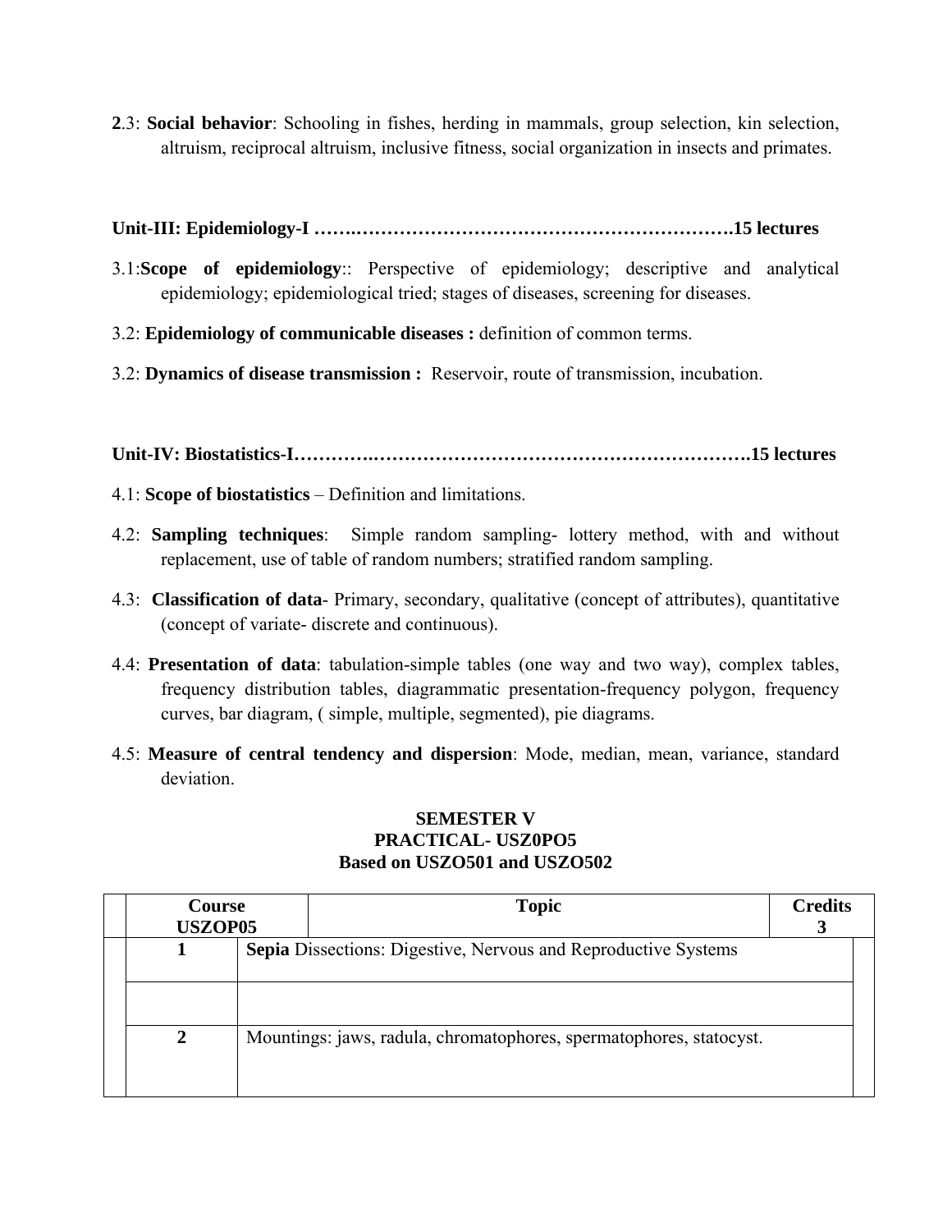**2**.3: **Social behavior**: Schooling in fishes, herding in mammals, group selection, kin selection, altruism, reciprocal altruism, inclusive fitness, social organization in insects and primates.

**Unit-III: Epidemiology-I …….…………………………………………………….15 lectures**

3.1:**Scope of epidemiology**:: Perspective of epidemiology; descriptive and analytical epidemiology; epidemiological tried; stages of diseases, screening for diseases.

3.2: **Epidemiology of communicable diseases :** definition of common terms.

3.2: **Dynamics of disease transmission :** Reservoir, route of transmission, incubation.

**Unit-IV: Biostatistics-I………….……………………………………………….15 lectures**

4.1: **Scope of biostatistics** – Definition and limitations.

4.2: **Sampling techniques**: Simple random sampling- lottery method, with and without replacement, use of table of random numbers; stratified random sampling.

4.3: **Classification of data**- Primary, secondary, qualitative (concept of attributes), quantitative (concept of variate- discrete and continuous).

4.4: **Presentation of data**: tabulation-simple tables (one way and two way), complex tables, frequency distribution tables, diagrammatic presentation-frequency polygon, frequency curves, bar diagram, ( simple, multiple, segmented), pie diagrams.

4.5: **Measure of central tendency and dispersion**: Mode, median, mean, variance, standard deviation.

**SEMESTER V**
**PRACTICAL- USZ0PO5**
**Based on USZO501 and USZO502**

| Course USZOP05 | Topic | Credits 3 |
|---|---|---|
| 1 | **Sepia** Dissections: Digestive, Nervous and Reproductive Systems | |
| | | |
| 2 | Mountings: jaws, radula, chromatophores, spermatophores, statocyst. | |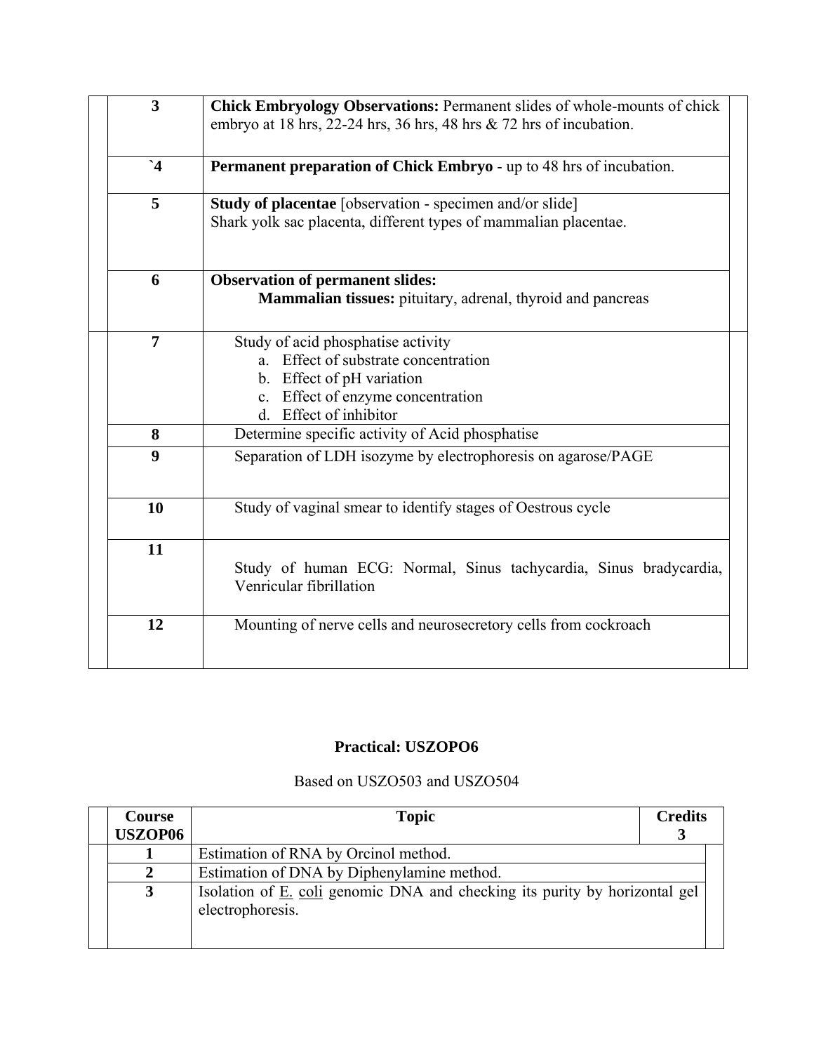| | |
|---|---|
| 3 | **Chick Embryology Observations:** Permanent slides of whole-mounts of chick embryo at 18 hrs, 22-24 hrs, 36 hrs, 48 hrs & 72 hrs of incubation. |
| `4 | **Permanent preparation of Chick Embryo** - up to 48 hrs of incubation. |
| 5 | **Study of placentae** [observation - specimen and/or slide]<br>Shark yolk sac placenta, different types of mammalian placentae. |
| 6 | **Observation of permanent slides:**<br>**Mammalian tissues:** pituitary, adrenal, thyroid and pancreas |
| 7 | Study of acid phosphatise activity<br>a. Effect of substrate concentration<br>b. Effect of pH variation<br>c. Effect of enzyme concentration<br>d. Effect of inhibitor |
| 8 | Determine specific activity of Acid phosphatise |
| 9 | Separation of LDH isozyme by electrophoresis on agarose/PAGE |
| 10 | Study of vaginal smear to identify stages of Oestrous cycle |
| 11 | Study of human ECG: Normal, Sinus tachycardia, Sinus bradycardia, Venricular fibrillation |
| 12 | Mounting of nerve cells and neurosecretory cells from cockroach |

## Practical: USZOPO6

Based on USZO503 and USZO504

| Course USZOP06 | Topic | Credits 3 |
|---|---|---|
| 1 | Estimation of RNA by Orcinol method. | |
| 2 | Estimation of DNA by Diphenylamine method. | |
| 3 | Isolation of E. coli genomic DNA and checking its purity by horizontal gel electrophoresis. | |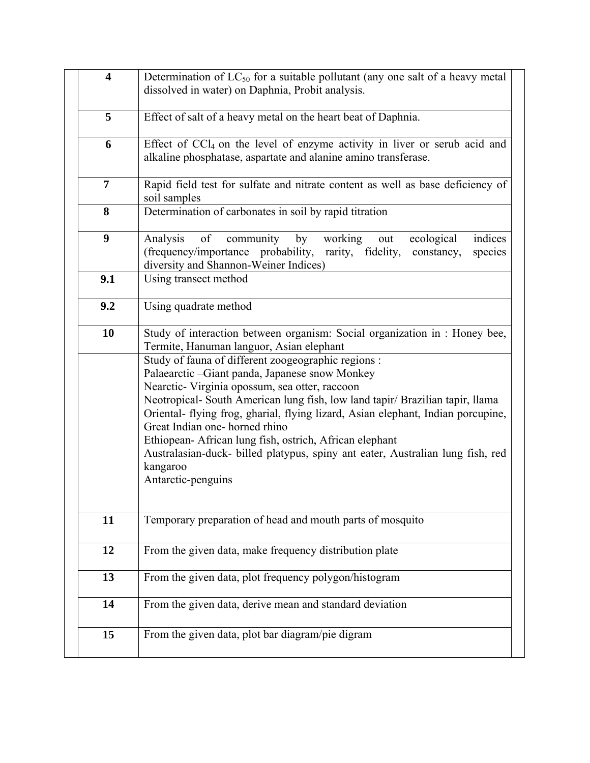| | |
|---|---|
| **4** | Determination of $LC_{50}$ for a suitable pollutant (any one salt of a heavy metal dissolved in water) on Daphnia, Probit analysis. |
| **5** | Effect of salt of a heavy metal on the heart beat of Daphnia. |
| **6** | Effect of $CCl_4$ on the level of enzyme activity in liver or serub acid and alkaline phosphatase, aspartate and alanine amino transferase. |
| **7** | Rapid field test for sulfate and nitrate content as well as base deficiency of soil samples |
| **8** | Determination of carbonates in soil by rapid titration |
| **9** | Analysis of community by working out ecological indices (frequency/importance probability, rarity, fidelity, constancy, species diversity and Shannon-Weiner Indices) |
| **9.1** | Using transect method |
| **9.2** | Using quadrate method |
| **10** | Study of interaction between organism: Social organization in : Honey bee, Termite, Hanuman languor, Asian elephant |
| | Study of fauna of different zoogeographic regions :<br>Palaearctic –Giant panda, Japanese snow Monkey<br>Nearctic- Virginia opossum, sea otter, raccoon<br>Neotropical- South American lung fish, low land tapir/ Brazilian tapir, llama<br>Oriental- flying frog, gharial, flying lizard, Asian elephant, Indian porcupine, Great Indian one- horned rhino<br>Ethiopean- African lung fish, ostrich, African elephant<br>Australasian-duck- billed platypus, spiny ant eater, Australian lung fish, red kangaroo<br>Antarctic-penguins |
| **11** | Temporary preparation of head and mouth parts of mosquito |
| **12** | From the given data, make frequency distribution plate |
| **13** | From the given data, plot frequency polygon/histogram |
| **14** | From the given data, derive mean and standard deviation |
| **15** | From the given data, plot bar diagram/pie digram |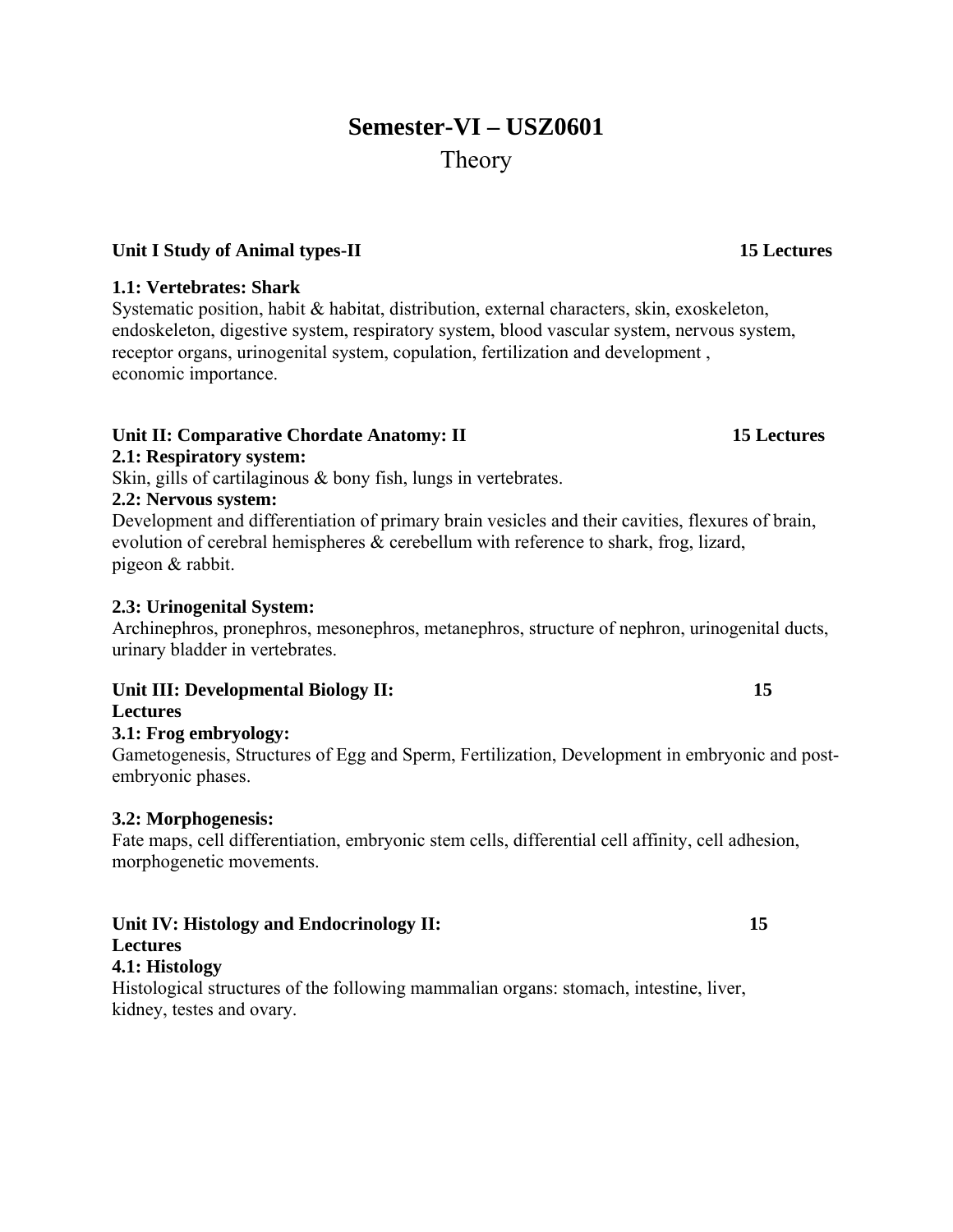# Semester-VI – USZ0601

## Theory

### Unit I Study of Animal types-II — 15 Lectures

**1.1: Vertebrates: Shark**

Systematic position, habit & habitat, distribution, external characters, skin, exoskeleton, endoskeleton, digestive system, respiratory system, blood vascular system, nervous system, receptor organs, urinogenital system, copulation, fertilization and development , economic importance.

### Unit II: Comparative Chordate Anatomy: II — 15 Lectures

**2.1: Respiratory system:**

Skin, gills of cartilaginous & bony fish, lungs in vertebrates.

**2.2: Nervous system:**

Development and differentiation of primary brain vesicles and their cavities, flexures of brain, evolution of cerebral hemispheres & cerebellum with reference to shark, frog, lizard, pigeon & rabbit.

**2.3: Urinogenital System:**

Archinephros, pronephros, mesonephros, metanephros, structure of nephron, urinogenital ducts, urinary bladder in vertebrates.

### Unit III: Developmental Biology II: — 15 Lectures

**3.1: Frog embryology:**

Gametogenesis, Structures of Egg and Sperm, Fertilization, Development in embryonic and post-embryonic phases.

**3.2: Morphogenesis:**

Fate maps, cell differentiation, embryonic stem cells, differential cell affinity, cell adhesion, morphogenetic movements.

### Unit IV: Histology and Endocrinology II: — 15 Lectures

**4.1: Histology**

Histological structures of the following mammalian organs: stomach, intestine, liver, kidney, testes and ovary.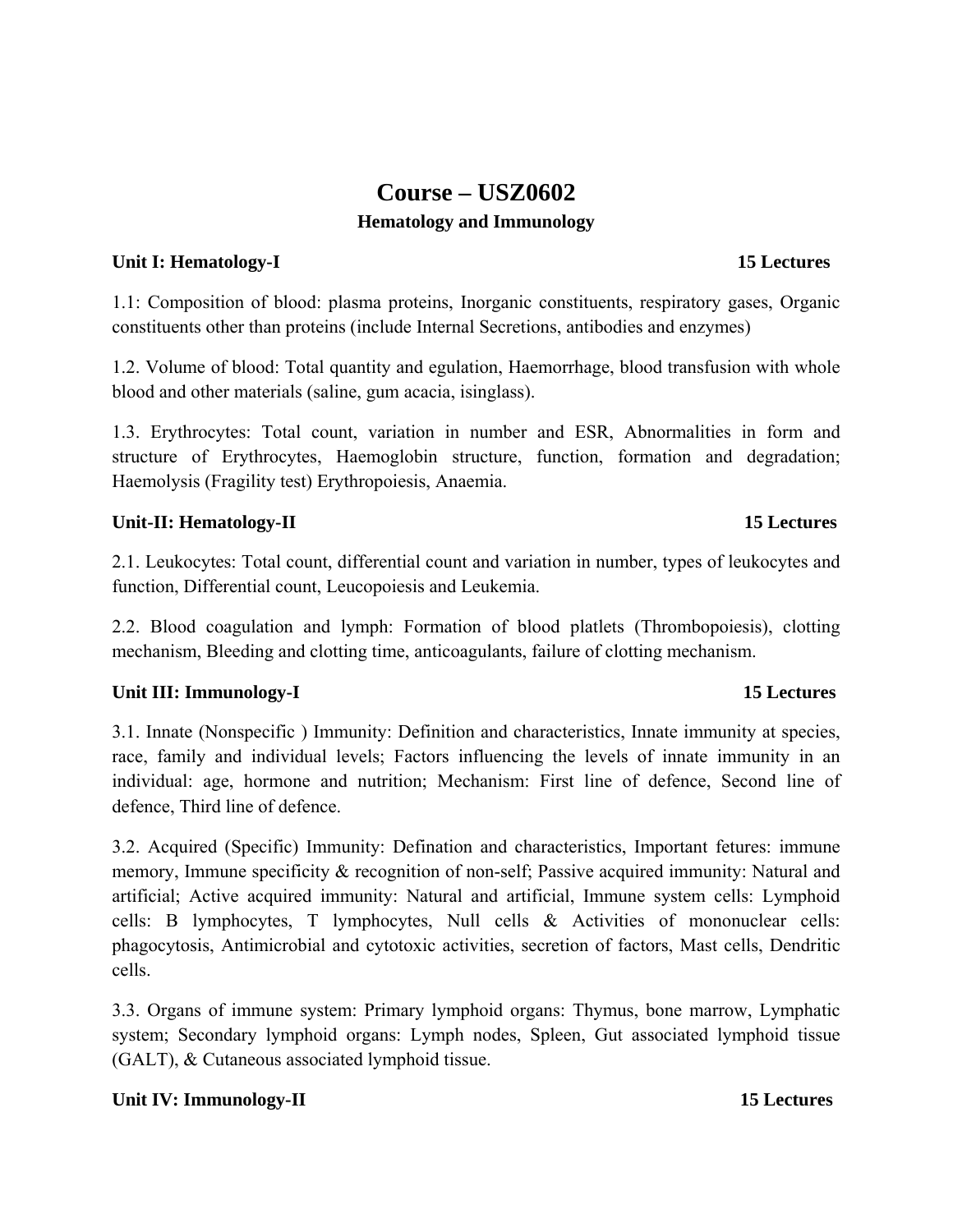# Course – USZ0602

## Hematology and Immunology

**Unit I: Hematology-I** **15 Lectures**

1.1: Composition of blood: plasma proteins, Inorganic constituents, respiratory gases, Organic constituents other than proteins (include Internal Secretions, antibodies and enzymes)

1.2. Volume of blood: Total quantity and egulation, Haemorrhage, blood transfusion with whole blood and other materials (saline, gum acacia, isinglass).

1.3. Erythrocytes: Total count, variation in number and ESR, Abnormalities in form and structure of Erythrocytes, Haemoglobin structure, function, formation and degradation; Haemolysis (Fragility test) Erythropoiesis, Anaemia.

**Unit-II: Hematology-II** **15 Lectures**

2.1. Leukocytes: Total count, differential count and variation in number, types of leukocytes and function, Differential count, Leucopoiesis and Leukemia.

2.2. Blood coagulation and lymph: Formation of blood platlets (Thrombopoiesis), clotting mechanism, Bleeding and clotting time, anticoagulants, failure of clotting mechanism.

**Unit III: Immunology-I** **15 Lectures**

3.1. Innate (Nonspecific ) Immunity: Definition and characteristics, Innate immunity at species, race, family and individual levels; Factors influencing the levels of innate immunity in an individual: age, hormone and nutrition; Mechanism: First line of defence, Second line of defence, Third line of defence.

3.2. Acquired (Specific) Immunity: Defination and characteristics, Important fetures: immune memory, Immune specificity & recognition of non-self; Passive acquired immunity: Natural and artificial; Active acquired immunity: Natural and artificial, Immune system cells: Lymphoid cells: B lymphocytes, T lymphocytes, Null cells & Activities of mononuclear cells: phagocytosis, Antimicrobial and cytotoxic activities, secretion of factors, Mast cells, Dendritic cells.

3.3. Organs of immune system: Primary lymphoid organs: Thymus, bone marrow, Lymphatic system; Secondary lymphoid organs: Lymph nodes, Spleen, Gut associated lymphoid tissue (GALT), & Cutaneous associated lymphoid tissue.

**Unit IV: Immunology-II** **15 Lectures**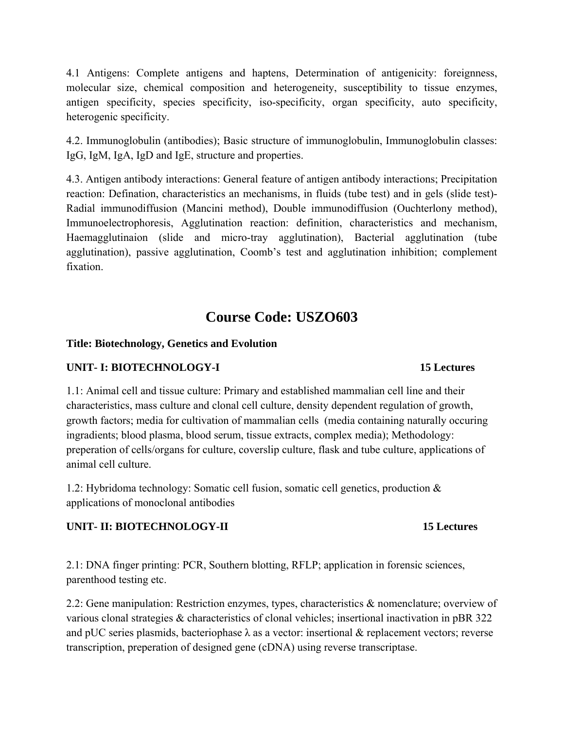4.1 Antigens: Complete antigens and haptens, Determination of antigenicity: foreignness, molecular size, chemical composition and heterogeneity, susceptibility to tissue enzymes, antigen specificity, species specificity, iso-specificity, organ specificity, auto specificity, heterogenic specificity.

4.2. Immunoglobulin (antibodies); Basic structure of immunoglobulin, Immunoglobulin classes: IgG, IgM, IgA, IgD and IgE, structure and properties.

4.3. Antigen antibody interactions: General feature of antigen antibody interactions; Precipitation reaction: Defination, characteristics an mechanisms, in fluids (tube test) and in gels (slide test)- Radial immunodiffusion (Mancini method), Double immunodiffusion (Ouchterlony method), Immunoelectrophoresis, Agglutination reaction: definition, characteristics and mechanism, Haemagglutinaion (slide and micro-tray agglutination), Bacterial agglutination (tube agglutination), passive agglutination, Coomb's test and agglutination inhibition; complement fixation.

# Course Code: USZO603

**Title: Biotechnology, Genetics and Evolution**

**UNIT- I: BIOTECHNOLOGY-I** **15 Lectures**

1.1: Animal cell and tissue culture: Primary and established mammalian cell line and their characteristics, mass culture and clonal cell culture, density dependent regulation of growth, growth factors; media for cultivation of mammalian cells (media containing naturally occuring ingradients; blood plasma, blood serum, tissue extracts, complex media); Methodology: preperation of cells/organs for culture, coverslip culture, flask and tube culture, applications of animal cell culture.

1.2: Hybridoma technology: Somatic cell fusion, somatic cell genetics, production & applications of monoclonal antibodies

**UNIT- II: BIOTECHNOLOGY-II** **15 Lectures**

2.1: DNA finger printing: PCR, Southern blotting, RFLP; application in forensic sciences, parenthood testing etc.

2.2: Gene manipulation: Restriction enzymes, types, characteristics & nomenclature; overview of various clonal strategies & characteristics of clonal vehicles; insertional inactivation in pBR 322 and pUC series plasmids, bacteriophase $\lambda$ as a vector: insertional & replacement vectors; reverse transcription, preperation of designed gene (cDNA) using reverse transcriptase.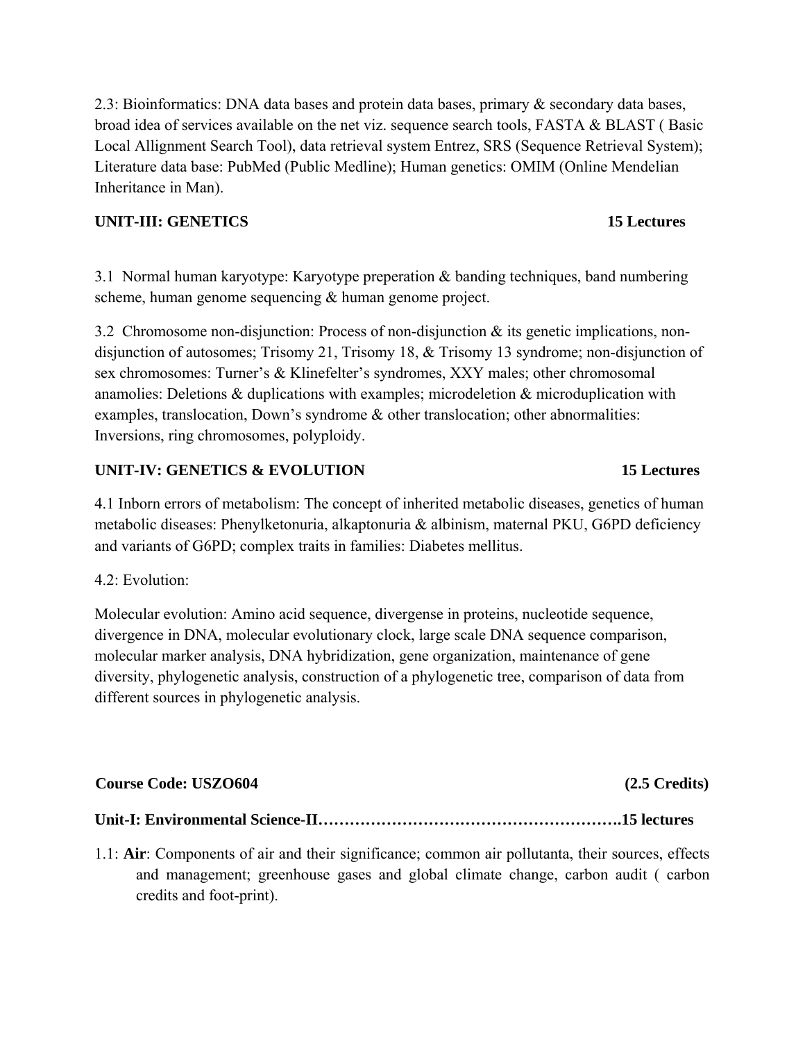2.3: Bioinformatics: DNA data bases and protein data bases, primary & secondary data bases, broad idea of services available on the net viz. sequence search tools, FASTA & BLAST ( Basic Local Allignment Search Tool), data retrieval system Entrez, SRS (Sequence Retrieval System); Literature data base: PubMed (Public Medline); Human genetics: OMIM (Online Mendelian Inheritance in Man).

**UNIT-III: GENETICS 15 Lectures**

3.1 Normal human karyotype: Karyotype preperation & banding techniques, band numbering scheme, human genome sequencing & human genome project.

3.2 Chromosome non-disjunction: Process of non-disjunction & its genetic implications, non-disjunction of autosomes; Trisomy 21, Trisomy 18, & Trisomy 13 syndrome; non-disjunction of sex chromosomes: Turner's & Klinefelter's syndromes, XXY males; other chromosomal anamolies: Deletions & duplications with examples; microdeletion & microduplication with examples, translocation, Down's syndrome & other translocation; other abnormalities: Inversions, ring chromosomes, polyploidy.

**UNIT-IV: GENETICS & EVOLUTION 15 Lectures**

4.1 Inborn errors of metabolism: The concept of inherited metabolic diseases, genetics of human metabolic diseases: Phenylketonuria, alkaptonuria & albinism, maternal PKU, G6PD deficiency and variants of G6PD; complex traits in families: Diabetes mellitus.

4.2: Evolution:

Molecular evolution: Amino acid sequence, divergense in proteins, nucleotide sequence, divergence in DNA, molecular evolutionary clock, large scale DNA sequence comparison, molecular marker analysis, DNA hybridization, gene organization, maintenance of gene diversity, phylogenetic analysis, construction of a phylogenetic tree, comparison of data from different sources in phylogenetic analysis.

**Course Code: USZO604 (2.5 Credits)**

**Unit-I: Environmental Science-II……………………………………………….15 lectures**

1.1: **Air**: Components of air and their significance; common air pollutanta, their sources, effects and management; greenhouse gases and global climate change, carbon audit ( carbon credits and foot-print).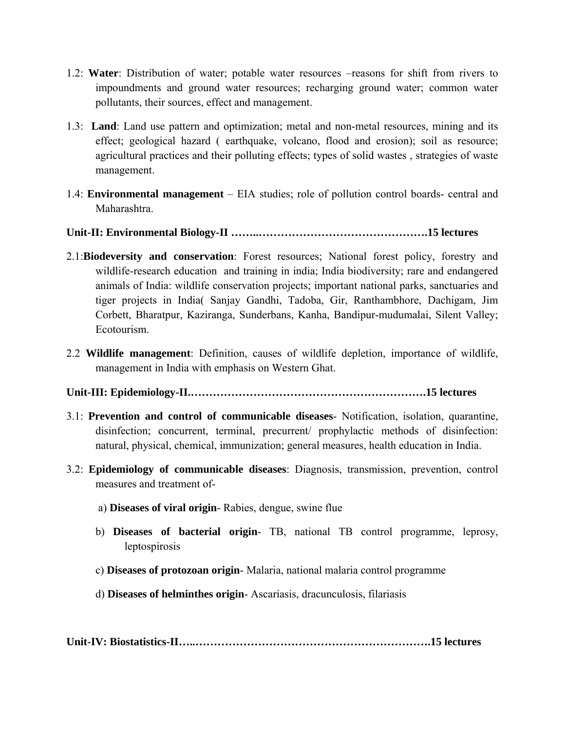1.2: **Water**: Distribution of water; potable water resources –reasons for shift from rivers to impoundments and ground water resources; recharging ground water; common water pollutants, their sources, effect and management.

1.3: **Land**: Land use pattern and optimization; metal and non-metal resources, mining and its effect; geological hazard ( earthquake, volcano, flood and erosion); soil as resource; agricultural practices and their polluting effects; types of solid wastes , strategies of waste management.

1.4: **Environmental management** – EIA studies; role of pollution control boards- central and Maharashtra.

**Unit-II: Environmental Biology-II ……..……………………………………….15 lectures**

2.1:**Biodeversity and conservation**: Forest resources; National forest policy, forestry and wildlife-research education and training in india; India biodiversity; rare and endangered animals of India: wildlife conservation projects; important national parks, sanctuaries and tiger projects in India( Sanjay Gandhi, Tadoba, Gir, Ranthambhore, Dachigam, Jim Corbett, Bharatpur, Kaziranga, Sunderbans, Kanha, Bandipur-mudumalai, Silent Valley; Ecotourism.

2.2 **Wildlife management**: Definition, causes of wildlife depletion, importance of wildlife, management in India with emphasis on Western Ghat.

**Unit-III: Epidemiology-II.……………………………………………………….15 lectures**

3.1: **Prevention and control of communicable diseases**- Notification, isolation, quarantine, disinfection; concurrent, terminal, precurrent/ prophylactic methods of disinfection: natural, physical, chemical, immunization; general measures, health education in India.

3.2: **Epidemiology of communicable diseases**: Diagnosis, transmission, prevention, control measures and treatment of-

a) **Diseases of viral origin**- Rabies, dengue, swine flue

b) **Diseases of bacterial origin**- TB, national TB control programme, leprosy, leptospirosis

c) **Diseases of protozoan origin**- Malaria, national malaria control programme

d) **Diseases of helminthes origin**- Ascariasis, dracunculosis, filariasis

**Unit-IV: Biostatistics-II…..……………………………………………………….15 lectures**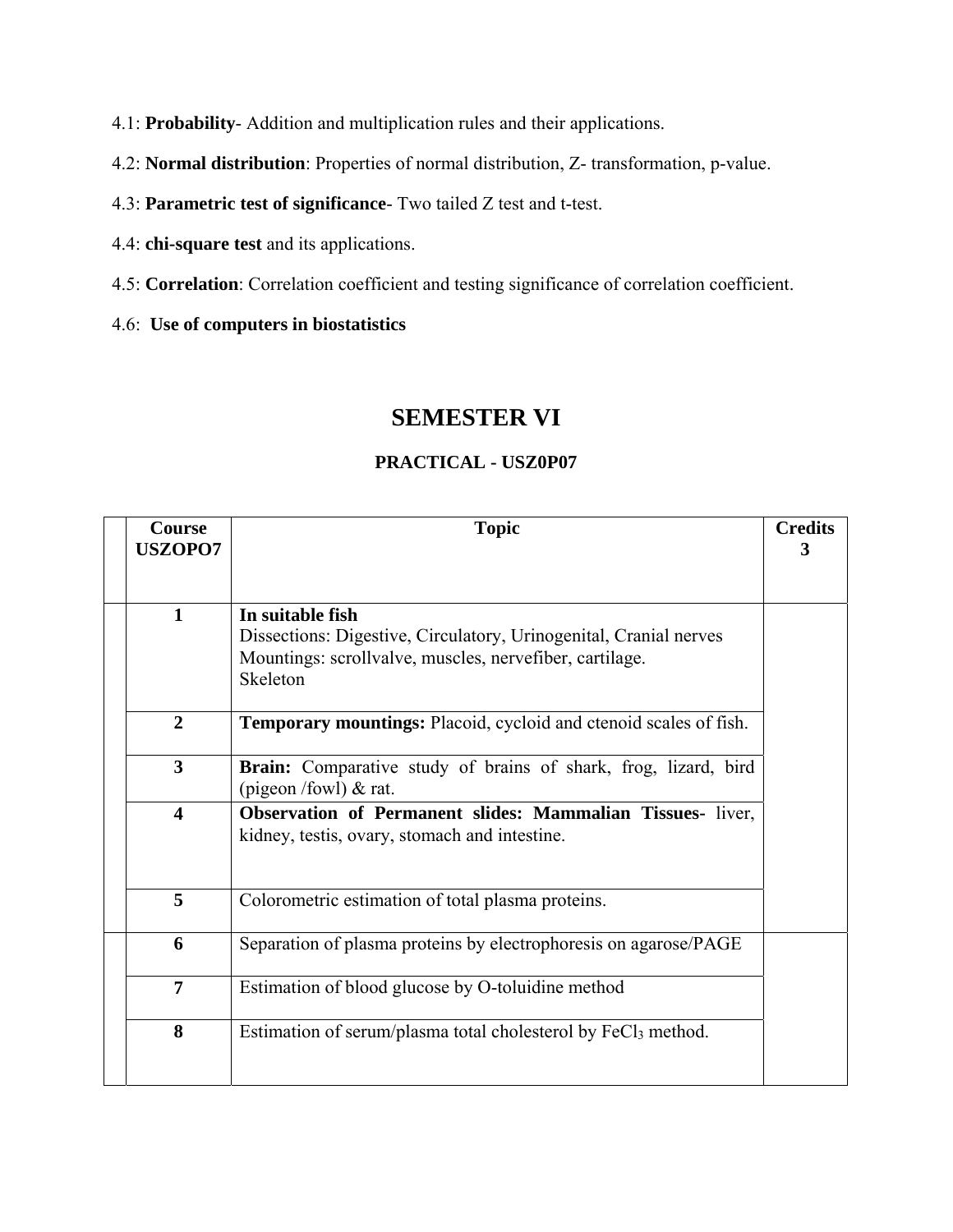4.1: **Probability**- Addition and multiplication rules and their applications.

4.2: **Normal distribution**: Properties of normal distribution, Z- transformation, p-value.

4.3: **Parametric test of significance**- Two tailed Z test and t-test.

4.4: **chi-square test** and its applications.

4.5: **Correlation**: Correlation coefficient and testing significance of correlation coefficient.

4.6: **Use of computers in biostatistics**

# SEMESTER VI

## PRACTICAL - USZ0P07

| Course USZOPO7 | Topic | Credits 3 |
|---|---|---|
| **1** | **In suitable fish**<br>Dissections: Digestive, Circulatory, Urinogenital, Cranial nerves<br>Mountings: scrollvalve, muscles, nervefiber, cartilage.<br>Skeleton | |
| **2** | **Temporary mountings:** Placoid, cycloid and ctenoid scales of fish. | |
| **3** | **Brain:** Comparative study of brains of shark, frog, lizard, bird (pigeon /fowl) & rat. | |
| **4** | **Observation of Permanent slides: Mammalian Tissues-** liver, kidney, testis, ovary, stomach and intestine. | |
| **5** | Colorometric estimation of total plasma proteins. | |
| **6** | Separation of plasma proteins by electrophoresis on agarose/PAGE | |
| **7** | Estimation of blood glucose by O-toluidine method | |
| **8** | Estimation of serum/plasma total cholesterol by $FeCl_3$ method. | |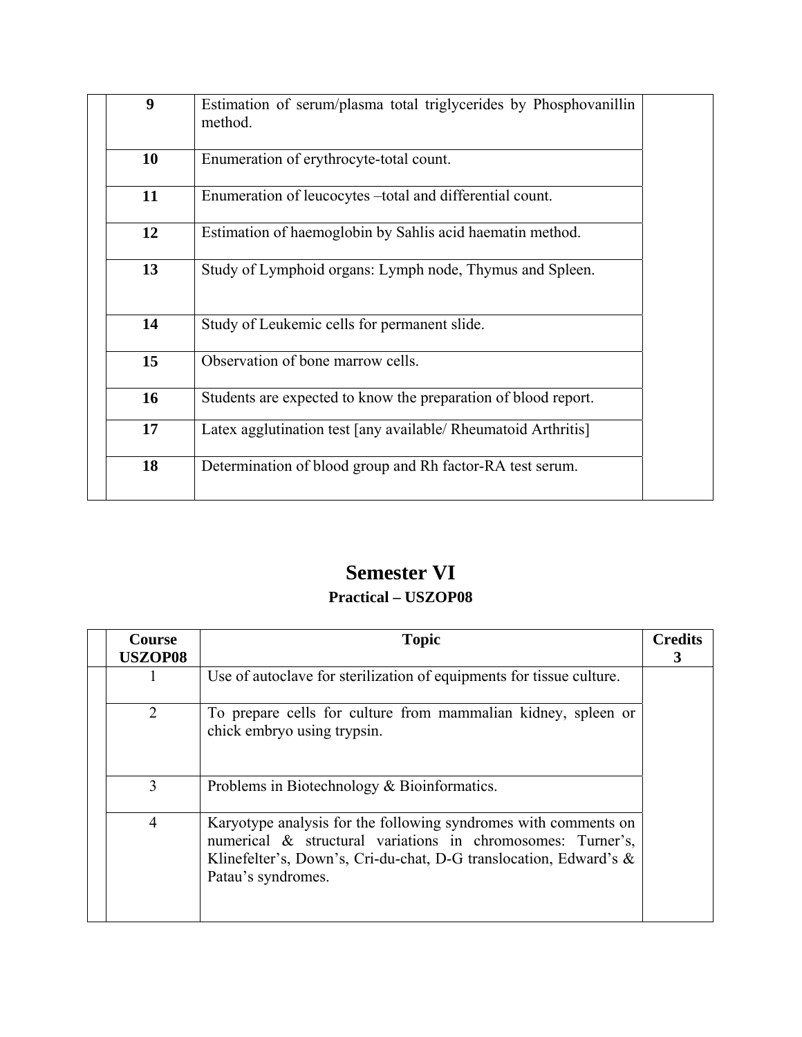| | | | |
|---|---|---|---|
| | **9** | Estimation of serum/plasma total triglycerides by Phosphovanillin method. | |
| | **10** | Enumeration of erythrocyte-total count. | |
| | **11** | Enumeration of leucocytes –total and differential count. | |
| | **12** | Estimation of haemoglobin by Sahlis acid haematin method. | |
| | **13** | Study of Lymphoid organs: Lymph node, Thymus and Spleen. | |
| | **14** | Study of Leukemic cells for permanent slide. | |
| | **15** | Observation of bone marrow cells. | |
| | **16** | Students are expected to know the preparation of blood report. | |
| | **17** | Latex agglutination test [any available/ Rheumatoid Arthritis] | |
| | **18** | Determination of blood group and Rh factor-RA test serum. | |

# Semester VI

## Practical – USZOP08

| | Course USZOP08 | Topic | Credits 3 |
|---|---|---|---|
| | 1 | Use of autoclave for sterilization of equipments for tissue culture. | |
| | 2 | To prepare cells for culture from mammalian kidney, spleen or chick embryo using trypsin. | |
| | 3 | Problems in Biotechnology & Bioinformatics. | |
| | 4 | Karyotype analysis for the following syndromes with comments on numerical & structural variations in chromosomes: Turner's, Klinefelter's, Down's, Cri-du-chat, D-G translocation, Edward's & Patau's syndromes. | |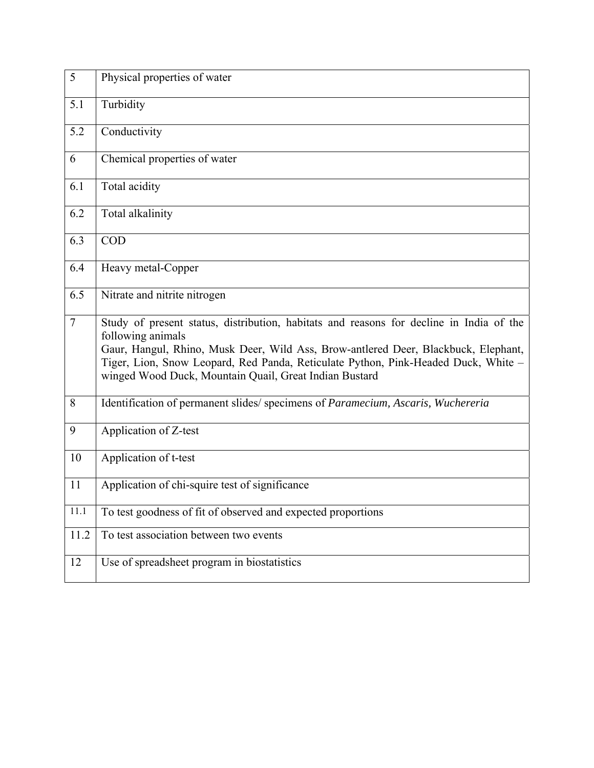| | |
|---|---|
| 5 | Physical properties of water |
| 5.1 | Turbidity |
| 5.2 | Conductivity |
| 6 | Chemical properties of water |
| 6.1 | Total acidity |
| 6.2 | Total alkalinity |
| 6.3 | COD |
| 6.4 | Heavy metal-Copper |
| 6.5 | Nitrate and nitrite nitrogen |
| 7 | Study of present status, distribution, habitats and reasons for decline in India of the following animals<br>Gaur, Hangul, Rhino, Musk Deer, Wild Ass, Brow-antlered Deer, Blackbuck, Elephant, Tiger, Lion, Snow Leopard, Red Panda, Reticulate Python, Pink-Headed Duck, White –winged Wood Duck, Mountain Quail, Great Indian Bustard |
| 8 | Identification of permanent slides/ specimens of *Paramecium, Ascaris, Wuchereria* |
| 9 | Application of Z-test |
| 10 | Application of t-test |
| 11 | Application of chi-squire test of significance |
| 11.1 | To test goodness of fit of observed and expected proportions |
| 11.2 | To test association between two events |
| 12 | Use of spreadsheet program in biostatistics |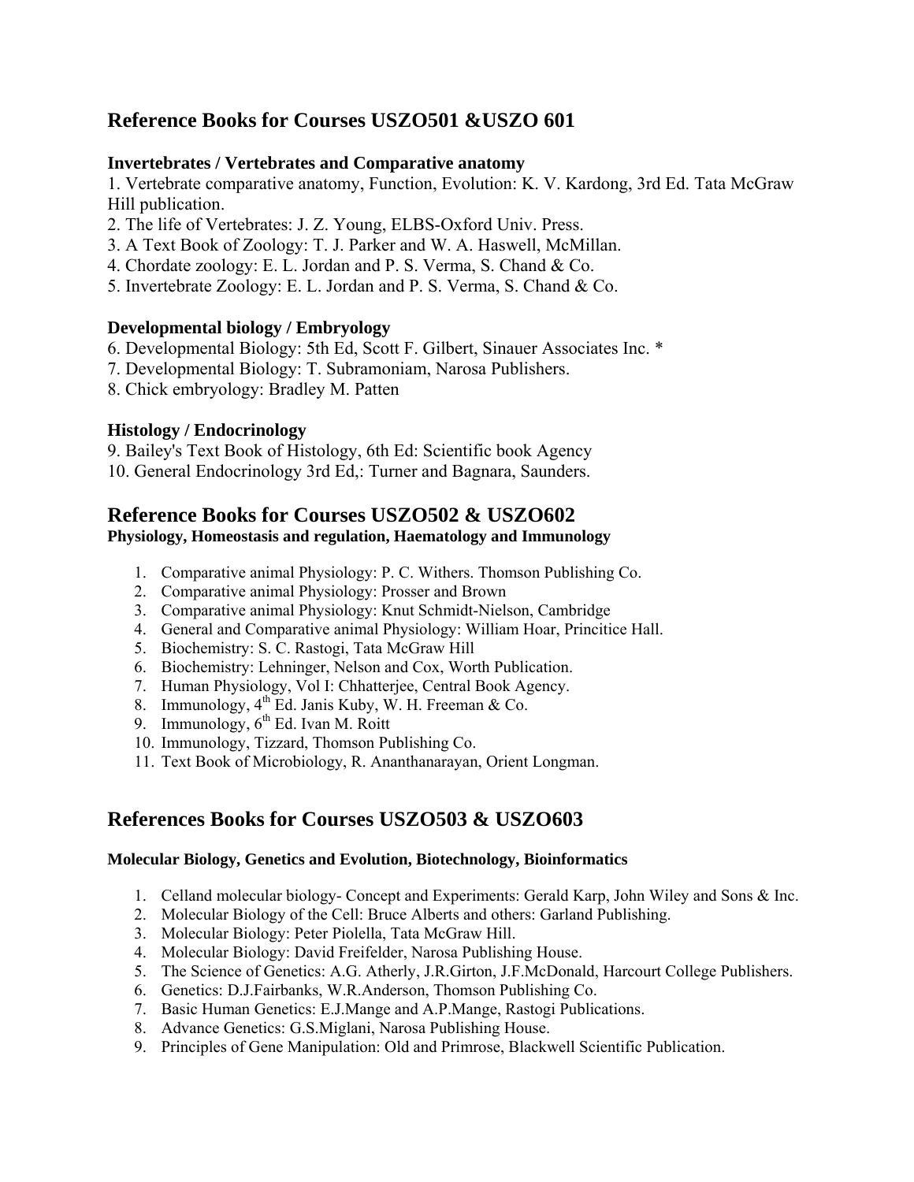## Reference Books for Courses USZO501 &USZO 601

**Invertebrates / Vertebrates and Comparative anatomy**

1. Vertebrate comparative anatomy, Function, Evolution: K. V. Kardong, 3rd Ed. Tata McGraw Hill publication.
2. The life of Vertebrates: J. Z. Young, ELBS-Oxford Univ. Press.
3. A Text Book of Zoology: T. J. Parker and W. A. Haswell, McMillan.
4. Chordate zoology: E. L. Jordan and P. S. Verma, S. Chand & Co.
5. Invertebrate Zoology: E. L. Jordan and P. S. Verma, S. Chand & Co.

**Developmental biology / Embryology**

6. Developmental Biology: 5th Ed, Scott F. Gilbert, Sinauer Associates Inc. *
7. Developmental Biology: T. Subramoniam, Narosa Publishers.
8. Chick embryology: Bradley M. Patten

**Histology / Endocrinology**

9. Bailey's Text Book of Histology, 6th Ed: Scientific book Agency
10. General Endocrinology 3rd Ed,: Turner and Bagnara, Saunders.

## Reference Books for Courses USZO502 & USZO602

**Physiology, Homeostasis and regulation, Haematology and Immunology**

1. Comparative animal Physiology: P. C. Withers. Thomson Publishing Co.
2. Comparative animal Physiology: Prosser and Brown
3. Comparative animal Physiology: Knut Schmidt-Nielson, Cambridge
4. General and Comparative animal Physiology: William Hoar, Princitice Hall.
5. Biochemistry: S. C. Rastogi, Tata McGraw Hill
6. Biochemistry: Lehninger, Nelson and Cox, Worth Publication.
7. Human Physiology, Vol I: Chhatterjee, Central Book Agency.
8. Immunology, 4th Ed. Janis Kuby, W. H. Freeman & Co.
9. Immunology, 6th Ed. Ivan M. Roitt
10. Immunology, Tizzard, Thomson Publishing Co.
11. Text Book of Microbiology, R. Ananthanarayan, Orient Longman.

## References Books for Courses USZO503 & USZO603

**Molecular Biology, Genetics and Evolution, Biotechnology, Bioinformatics**

1. Celland molecular biology- Concept and Experiments: Gerald Karp, John Wiley and Sons & Inc.
2. Molecular Biology of the Cell: Bruce Alberts and others: Garland Publishing.
3. Molecular Biology: Peter Piolella, Tata McGraw Hill.
4. Molecular Biology: David Freifelder, Narosa Publishing House.
5. The Science of Genetics: A.G. Atherly, J.R.Girton, J.F.McDonald, Harcourt College Publishers.
6. Genetics: D.J.Fairbanks, W.R.Anderson, Thomson Publishing Co.
7. Basic Human Genetics: E.J.Mange and A.P.Mange, Rastogi Publications.
8. Advance Genetics: G.S.Miglani, Narosa Publishing House.
9. Principles of Gene Manipulation: Old and Primrose, Blackwell Scientific Publication.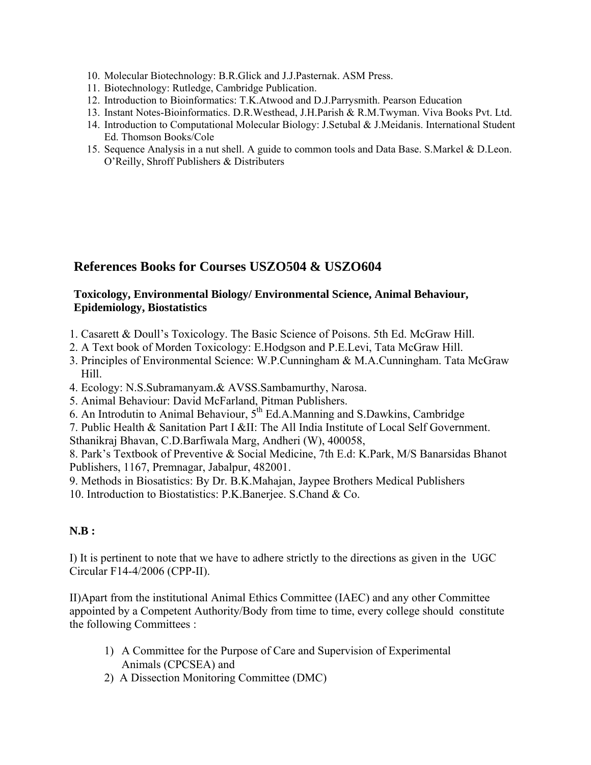10. Molecular Biotechnology: B.R.Glick and J.J.Pasternak. ASM Press.
11. Biotechnology: Rutledge, Cambridge Publication.
12. Introduction to Bioinformatics: T.K.Atwood and D.J.Parrysmith. Pearson Education
13. Instant Notes-Bioinformatics. D.R.Westhead, J.H.Parish & R.M.Twyman. Viva Books Pvt. Ltd.
14. Introduction to Computational Molecular Biology: J.Setubal & J.Meidanis. International Student Ed. Thomson Books/Cole
15. Sequence Analysis in a nut shell. A guide to common tools and Data Base. S.Markel & D.Leon. O'Reilly, Shroff Publishers & Distributers

## References Books for Courses USZO504 & USZO604

### Toxicology, Environmental Biology/ Environmental Science, Animal Behaviour, Epidemiology, Biostatistics

1. Casarett & Doull's Toxicology. The Basic Science of Poisons. 5th Ed. McGraw Hill.
2. A Text book of Morden Toxicology: E.Hodgson and P.E.Levi, Tata McGraw Hill.
3. Principles of Environmental Science: W.P.Cunningham & M.A.Cunningham. Tata McGraw Hill.
4. Ecology: N.S.Subramanyam.& AVSS.Sambamurthy, Narosa.
5. Animal Behaviour: David McFarland, Pitman Publishers.
6. An Introdutin to Animal Behaviour, 5th Ed.A.Manning and S.Dawkins, Cambridge
7. Public Health & Sanitation Part I &II: The All India Institute of Local Self Government. Sthanikraj Bhavan, C.D.Barfiwala Marg, Andheri (W), 400058,
8. Park's Textbook of Preventive & Social Medicine, 7th E.d: K.Park, M/S Banarsidas Bhanot Publishers, 1167, Premnagar, Jabalpur, 482001.
9. Methods in Biosatistics: By Dr. B.K.Mahajan, Jaypee Brothers Medical Publishers
10. Introduction to Biostatistics: P.K.Banerjee. S.Chand & Co.

**N.B :**

I) It is pertinent to note that we have to adhere strictly to the directions as given in the UGC Circular F14-4/2006 (CPP-II).

II)Apart from the institutional Animal Ethics Committee (IAEC) and any other Committee appointed by a Competent Authority/Body from time to time, every college should constitute the following Committees :

1) A Committee for the Purpose of Care and Supervision of Experimental Animals (CPCSEA) and
2) A Dissection Monitoring Committee (DMC)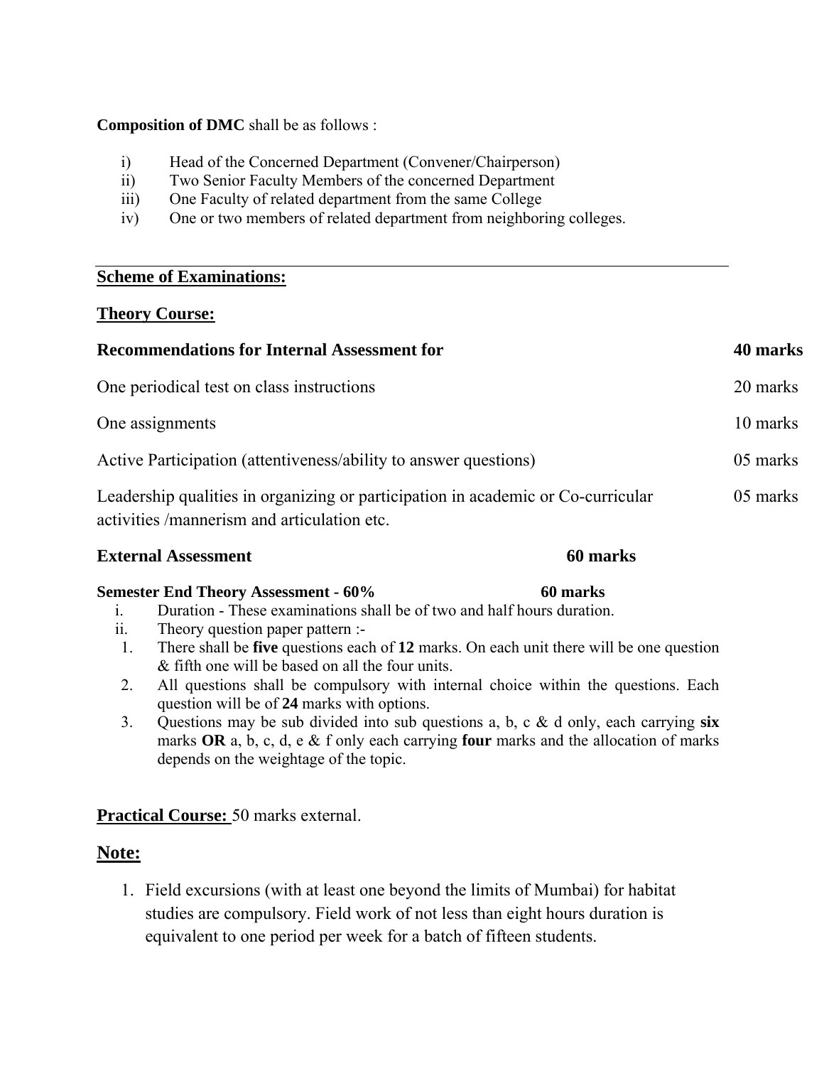**Composition of DMC** shall be as follows :

i) Head of the Concerned Department (Convener/Chairperson)
ii) Two Senior Faculty Members of the concerned Department
iii) One Faculty of related department from the same College
iv) One or two members of related department from neighboring colleges.

---

**Scheme of Examinations:**

**Theory Course:**

| **Recommendations for Internal Assessment for** | **40 marks** |
|---|---|
| One periodical test on class instructions | 20 marks |
| One assignments | 10 marks |
| Active Participation (attentiveness/ability to answer questions) | 05 marks |
| Leadership qualities in organizing or participation in academic or Co-curricular activities /mannerism and articulation etc. | 05 marks |

**External Assessment** **60 marks**

**Semester End Theory Assessment - 60%** **60 marks**

i. Duration - These examinations shall be of two and half hours duration.
ii. Theory question paper pattern :-

1. There shall be **five** questions each of **12** marks. On each unit there will be one question & fifth one will be based on all the four units.
2. All questions shall be compulsory with internal choice within the questions. Each question will be of **24** marks with options.
3. Questions may be sub divided into sub questions a, b, c & d only, each carrying **six** marks **OR** a, b, c, d, e & f only each carrying **four** marks and the allocation of marks depends on the weightage of the topic.

**Practical Course:** 50 marks external.

## Note:

1. Field excursions (with at least one beyond the limits of Mumbai) for habitat studies are compulsory. Field work of not less than eight hours duration is equivalent to one period per week for a batch of fifteen students.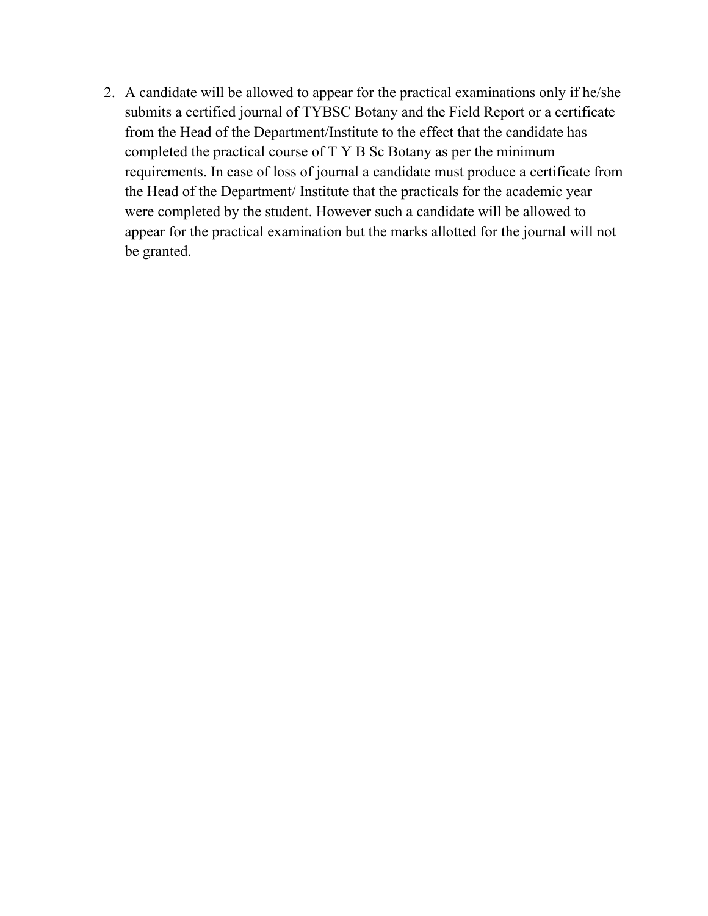2. A candidate will be allowed to appear for the practical examinations only if he/she submits a certified journal of TYBSC Botany and the Field Report or a certificate from the Head of the Department/Institute to the effect that the candidate has completed the practical course of T Y B Sc Botany as per the minimum requirements. In case of loss of journal a candidate must produce a certificate from the Head of the Department/ Institute that the practicals for the academic year were completed by the student. However such a candidate will be allowed to appear for the practical examination but the marks allotted for the journal will not be granted.